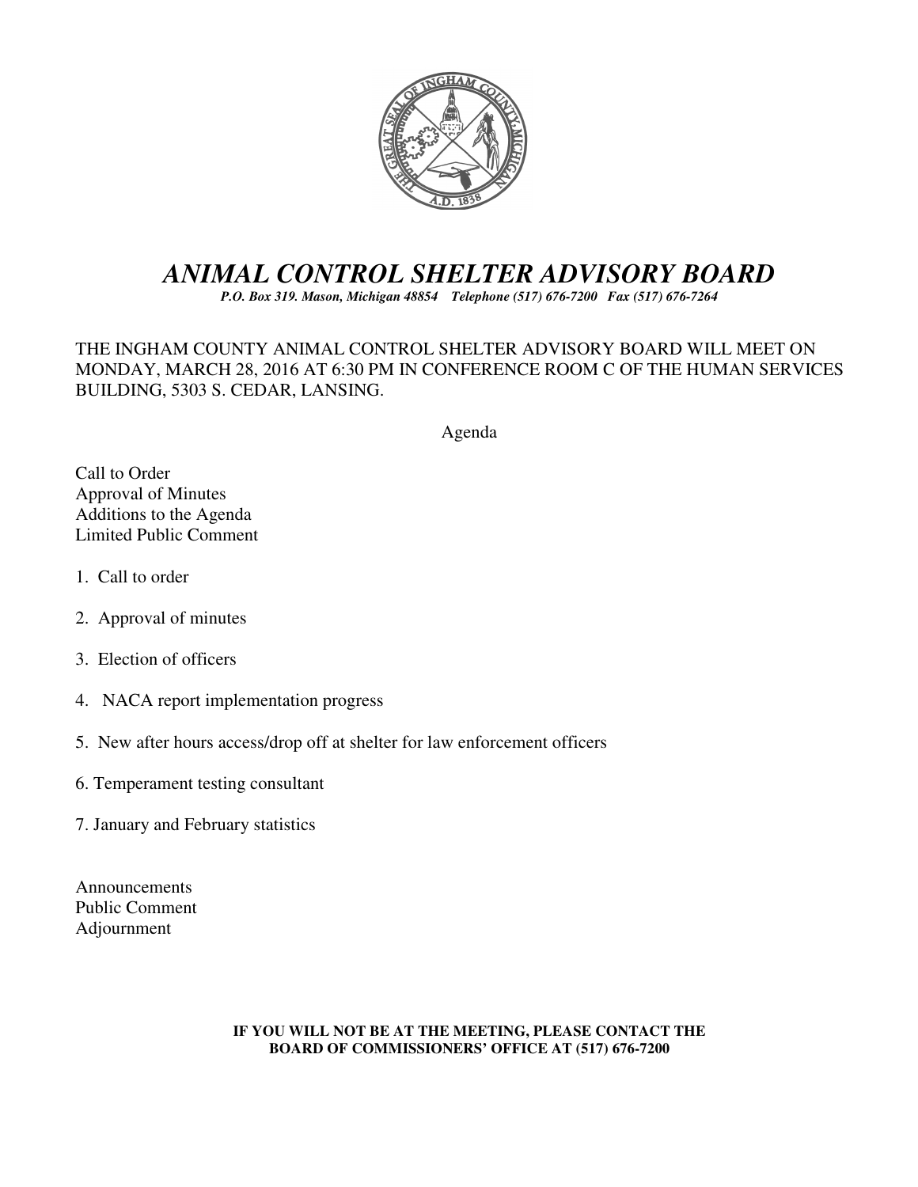# *ANIMAL CONTROL SHELTER ADVISORY BOARD*

***P.O. Box 319. Mason, Michigan 48854 Telephone (517) 676-7200 Fax (517) 676-7264***

THE INGHAM COUNTY ANIMAL CONTROL SHELTER ADVISORY BOARD WILL MEET ON MONDAY, MARCH 28, 2016 AT 6:30 PM IN CONFERENCE ROOM C OF THE HUMAN SERVICES BUILDING, 5303 S. CEDAR, LANSING.

Agenda

Call to Order
Approval of Minutes
Additions to the Agenda
Limited Public Comment

1. Call to order

2. Approval of minutes

3. Election of officers

4. NACA report implementation progress

5. New after hours access/drop off at shelter for law enforcement officers

6. Temperament testing consultant

7. January and February statistics

Announcements
Public Comment
Adjournment

**IF YOU WILL NOT BE AT THE MEETING, PLEASE CONTACT THE BOARD OF COMMISSIONERS' OFFICE AT (517) 676-7200**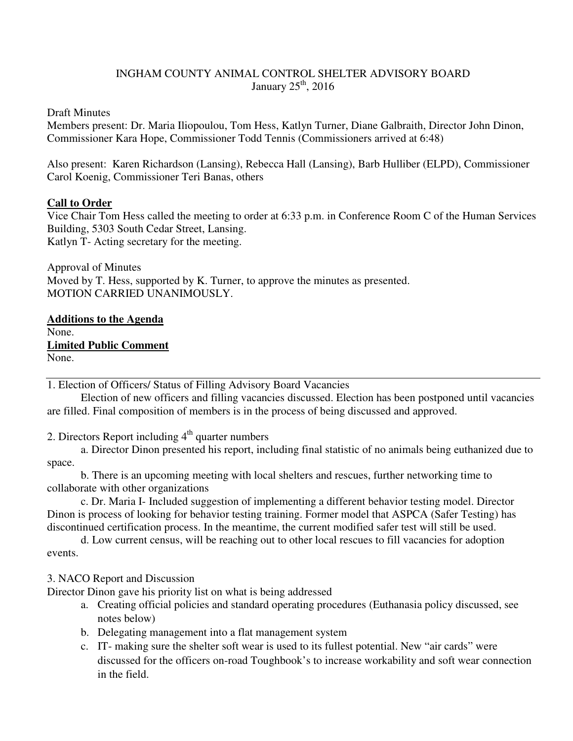INGHAM COUNTY ANIMAL CONTROL SHELTER ADVISORY BOARD
January 25th, 2016

Draft Minutes
Members present: Dr. Maria Iliopoulou, Tom Hess, Katlyn Turner, Diane Galbraith, Director John Dinon, Commissioner Kara Hope, Commissioner Todd Tennis (Commissioners arrived at 6:48)

Also present: Karen Richardson (Lansing), Rebecca Hall (Lansing), Barb Hulliber (ELPD), Commissioner Carol Koenig, Commissioner Teri Banas, others

**Call to Order**
Vice Chair Tom Hess called the meeting to order at 6:33 p.m. in Conference Room C of the Human Services Building, 5303 South Cedar Street, Lansing.
Katlyn T- Acting secretary for the meeting.

Approval of Minutes
Moved by T. Hess, supported by K. Turner, to approve the minutes as presented.
MOTION CARRIED UNANIMOUSLY.

**Additions to the Agenda**
None.
**Limited Public Comment**
None.

---

1. Election of Officers/ Status of Filling Advisory Board Vacancies

Election of new officers and filling vacancies discussed. Election has been postponed until vacancies are filled. Final composition of members is in the process of being discussed and approved.

2. Directors Report including 4th quarter numbers

a. Director Dinon presented his report, including final statistic of no animals being euthanized due to space.

b. There is an upcoming meeting with local shelters and rescues, further networking time to collaborate with other organizations

c. Dr. Maria I- Included suggestion of implementing a different behavior testing model. Director Dinon is process of looking for behavior testing training. Former model that ASPCA (Safer Testing) has discontinued certification process. In the meantime, the current modified safer test will still be used.

d. Low current census, will be reaching out to other local rescues to fill vacancies for adoption events.

3. NACO Report and Discussion
Director Dinon gave his priority list on what is being addressed

a. Creating official policies and standard operating procedures (Euthanasia policy discussed, see notes below)
b. Delegating management into a flat management system
c. IT- making sure the shelter soft wear is used to its fullest potential. New "air cards" were discussed for the officers on-road Toughbook's to increase workability and soft wear connection in the field.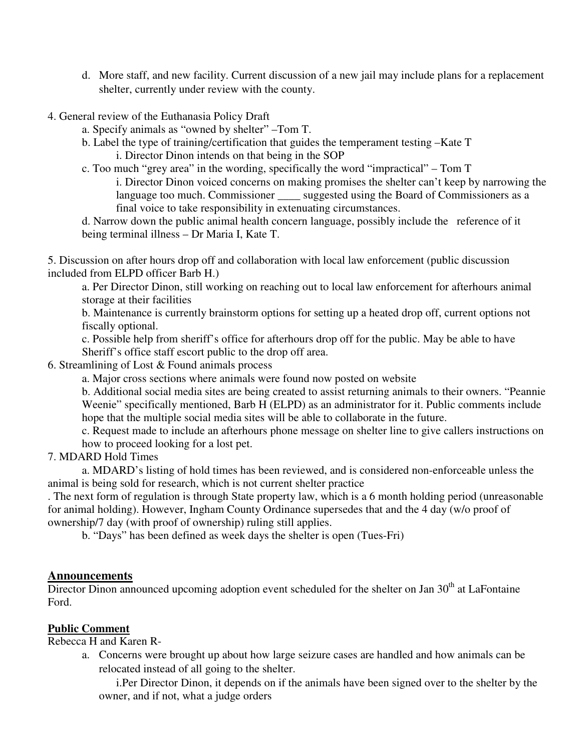d. More staff, and new facility. Current discussion of a new jail may include plans for a replacement shelter, currently under review with the county.

4. General review of the Euthanasia Policy Draft
   a. Specify animals as "owned by shelter" –Tom T.
   b. Label the type of training/certification that guides the temperament testing –Kate T
      i. Director Dinon intends on that being in the SOP
   c. Too much "grey area" in the wording, specifically the word "impractical" – Tom T
      i. Director Dinon voiced concerns on making promises the shelter can't keep by narrowing the language too much. Commissioner ____ suggested using the Board of Commissioners as a final voice to take responsibility in extenuating circumstances.
   d. Narrow down the public animal health concern language, possibly include the reference of it being terminal illness – Dr Maria I, Kate T.

5. Discussion on after hours drop off and collaboration with local law enforcement (public discussion included from ELPD officer Barb H.)
   a. Per Director Dinon, still working on reaching out to local law enforcement for afterhours animal storage at their facilities
   b. Maintenance is currently brainstorm options for setting up a heated drop off, current options not fiscally optional.
   c. Possible help from sheriff's office for afterhours drop off for the public. May be able to have Sheriff's office staff escort public to the drop off area.

6. Streamlining of Lost & Found animals process
   a. Major cross sections where animals were found now posted on website
   b. Additional social media sites are being created to assist returning animals to their owners. "Peannie Weenie" specifically mentioned, Barb H (ELPD) as an administrator for it. Public comments include hope that the multiple social media sites will be able to collaborate in the future.
   c. Request made to include an afterhours phone message on shelter line to give callers instructions on how to proceed looking for a lost pet.

7. MDARD Hold Times
   a. MDARD's listing of hold times has been reviewed, and is considered non-enforceable unless the animal is being sold for research, which is not current shelter practice

. The next form of regulation is through State property law, which is a 6 month holding period (unreasonable for animal holding). However, Ingham County Ordinance supersedes that and the 4 day (w/o proof of ownership/7 day (with proof of ownership) ruling still applies.

   b. "Days" has been defined as week days the shelter is open (Tues-Fri)

## Announcements

Director Dinon announced upcoming adoption event scheduled for the shelter on Jan 30th at LaFontaine Ford.

## Public Comment

Rebecca H and Karen R-

a. Concerns were brought up about how large seizure cases are handled and how animals can be relocated instead of all going to the shelter.
   i. Per Director Dinon, it depends on if the animals have been signed over to the shelter by the owner, and if not, what a judge orders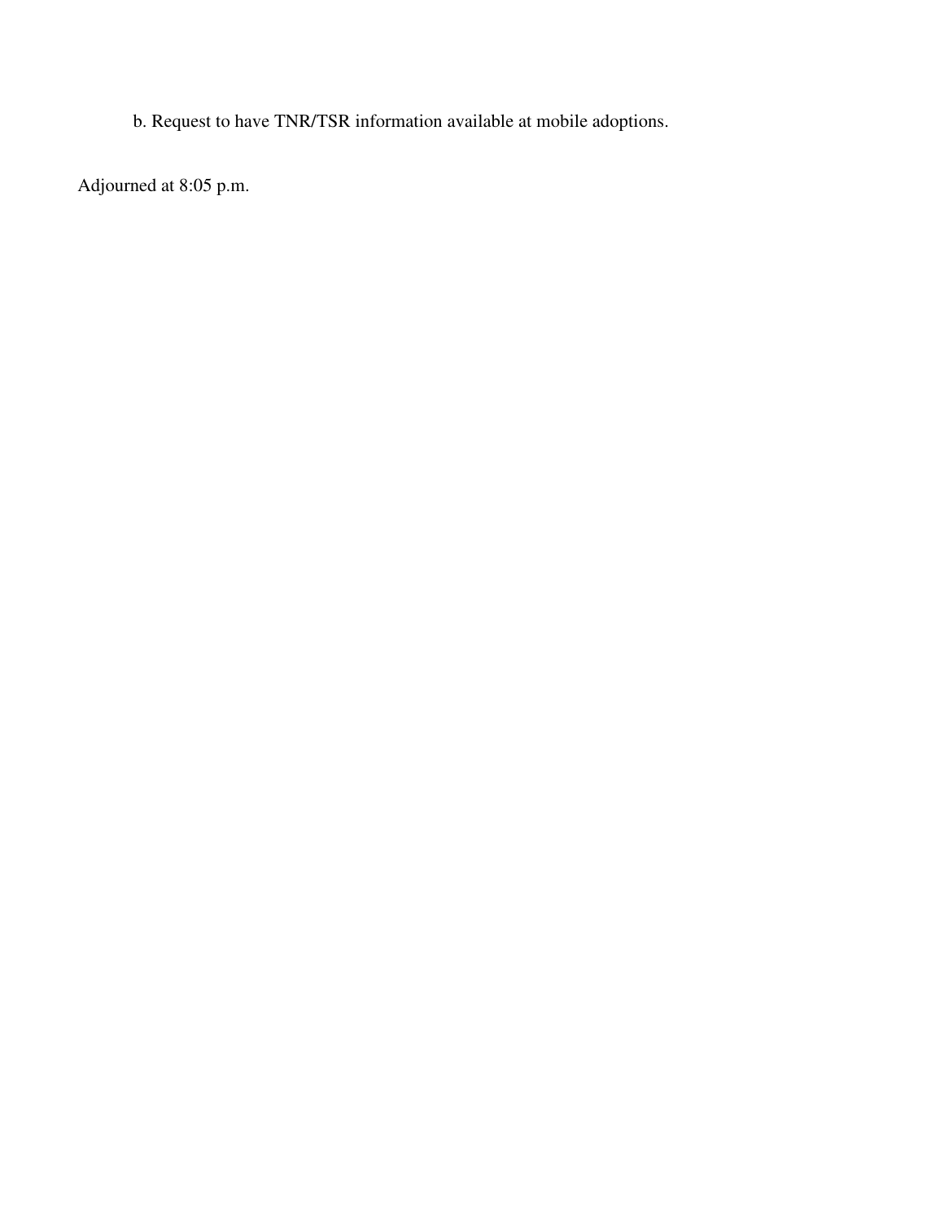b. Request to have TNR/TSR information available at mobile adoptions.

Adjourned at 8:05 p.m.